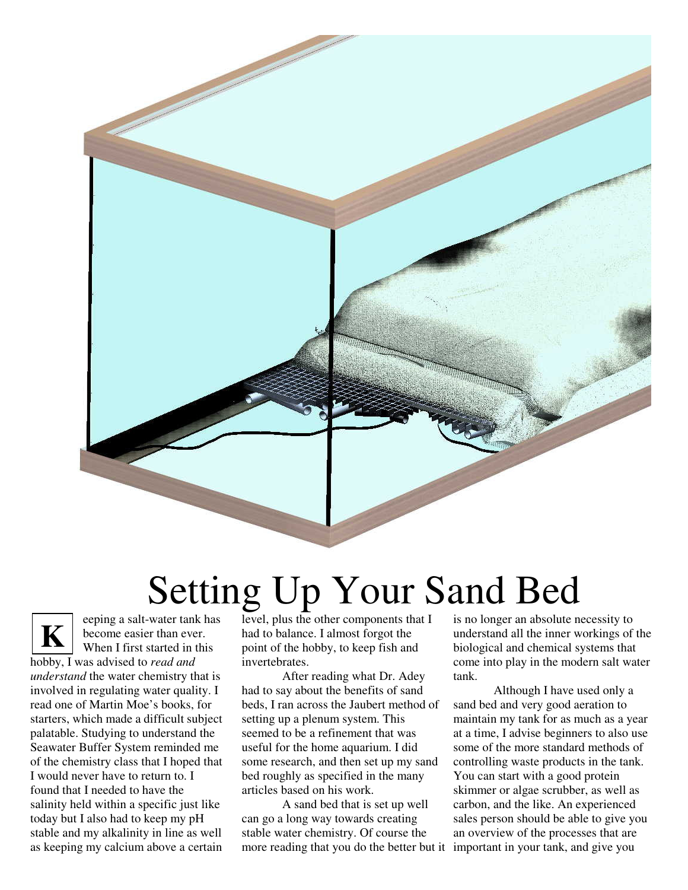# Setting Up Your Sand Bed

Keeping a salt-water tank has become easier than ever. When I first started in this hobby, I was advised to *read and understand* the water chemistry that is involved in regulating water quality. I read one of Martin Moe's books, for starters, which made a difficult subject palatable. Studying to understand the Seawater Buffer System reminded me of the chemistry class that I hoped that I would never have to return to. I found that I needed to have the salinity held within a specific just like today but I also had to keep my pH stable and my alkalinity in line as well as keeping my calcium above a certain level, plus the other components that I had to balance. I almost forgot the point of the hobby, to keep fish and invertebrates.

After reading what Dr. Adey had to say about the benefits of sand beds, I ran across the Jaubert method of setting up a plenum system. This seemed to be a refinement that was useful for the home aquarium. I did some research, and then set up my sand bed roughly as specified in the many articles based on his work.

A sand bed that is set up well can go a long way towards creating stable water chemistry. Of course the more reading that you do the better but it is no longer an absolute necessity to understand all the inner workings of the biological and chemical systems that come into play in the modern salt water tank.

Although I have used only a sand bed and very good aeration to maintain my tank for as much as a year at a time, I advise beginners to also use some of the more standard methods of controlling waste products in the tank. You can start with a good protein skimmer or algae scrubber, as well as carbon, and the like. An experienced sales person should be able to give you an overview of the processes that are important in your tank, and give you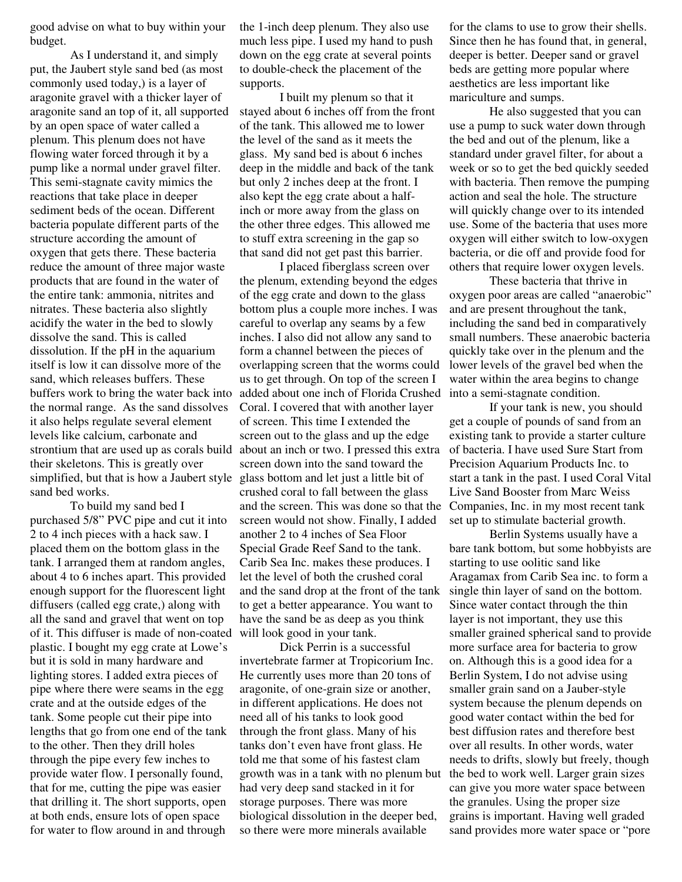good advise on what to buy within your budget.

As I understand it, and simply put, the Jaubert style sand bed (as most commonly used today,) is a layer of aragonite gravel with a thicker layer of aragonite sand an top of it, all supported by an open space of water called a plenum. This plenum does not have flowing water forced through it by a pump like a normal under gravel filter. This semi-stagnate cavity mimics the reactions that take place in deeper sediment beds of the ocean. Different bacteria populate different parts of the structure according the amount of oxygen that gets there. These bacteria reduce the amount of three major waste products that are found in the water of the entire tank: ammonia, nitrites and nitrates. These bacteria also slightly acidify the water in the bed to slowly dissolve the sand. This is called dissolution. If the pH in the aquarium itself is low it can dissolve more of the sand, which releases buffers. These buffers work to bring the water back into the normal range. As the sand dissolves it also helps regulate several element levels like calcium, carbonate and strontium that are used up as corals build their skeletons. This is greatly over simplified, but that is how a Jaubert style sand bed works.

To build my sand bed I purchased 5/8" PVC pipe and cut it into 2 to 4 inch pieces with a hack saw. I placed them on the bottom glass in the tank. I arranged them at random angles, about 4 to 6 inches apart. This provided enough support for the fluorescent light diffusers (called egg crate,) along with all the sand and gravel that went on top of it. This diffuser is made of non-coated plastic. I bought my egg crate at Lowe's but it is sold in many hardware and lighting stores. I added extra pieces of pipe where there were seams in the egg crate and at the outside edges of the tank. Some people cut their pipe into lengths that go from one end of the tank to the other. Then they drill holes through the pipe every few inches to provide water flow. I personally found, that for me, cutting the pipe was easier that drilling it. The short supports, open at both ends, ensure lots of open space for water to flow around in and through the 1-inch deep plenum. They also use much less pipe. I used my hand to push down on the egg crate at several points to double-check the placement of the supports.

I built my plenum so that it stayed about 6 inches off from the front of the tank. This allowed me to lower the level of the sand as it meets the glass. My sand bed is about 6 inches deep in the middle and back of the tank but only 2 inches deep at the front. I also kept the egg crate about a half-inch or more away from the glass on the other three edges. This allowed me to stuff extra screening in the gap so that sand did not get past this barrier.

I placed fiberglass screen over the plenum, extending beyond the edges of the egg crate and down to the glass bottom plus a couple more inches. I was careful to overlap any seams by a few inches. I also did not allow any sand to form a channel between the pieces of overlapping screen that the worms could us to get through. On top of the screen I added about one inch of Florida Crushed Coral. I covered that with another layer of screen. This time I extended the screen out to the glass and up the edge about an inch or two. I pressed this extra screen down into the sand toward the glass bottom and let just a little bit of crushed coral to fall between the glass and the screen. This was done so that the screen would not show. Finally, I added another 2 to 4 inches of Sea Floor Special Grade Reef Sand to the tank. Carib Sea Inc. makes these produces. I let the level of both the crushed coral and the sand drop at the front of the tank to get a better appearance. You want to have the sand be as deep as you think will look good in your tank.

Dick Perrin is a successful invertebrate farmer at Tropicorium Inc. He currently uses more than 20 tons of aragonite, of one-grain size or another, in different applications. He does not need all of his tanks to look good through the front glass. Many of his tanks don't even have front glass. He told me that some of his fastest clam growth was in a tank with no plenum but had very deep sand stacked in it for storage purposes. There was more biological dissolution in the deeper bed, so there were more minerals available for the clams to use to grow their shells. Since then he has found that, in general, deeper is better. Deeper sand or gravel beds are getting more popular where aesthetics are less important like mariculture and sumps.

He also suggested that you can use a pump to suck water down through the bed and out of the plenum, like a standard under gravel filter, for about a week or so to get the bed quickly seeded with bacteria. Then remove the pumping action and seal the hole. The structure will quickly change over to its intended use. Some of the bacteria that uses more oxygen will either switch to low-oxygen bacteria, or die off and provide food for others that require lower oxygen levels.

These bacteria that thrive in oxygen poor areas are called "anaerobic" and are present throughout the tank, including the sand bed in comparatively small numbers. These anaerobic bacteria quickly take over in the plenum and the lower levels of the gravel bed when the water within the area begins to change into a semi-stagnate condition.

If your tank is new, you should get a couple of pounds of sand from an existing tank to provide a starter culture of bacteria. I have used Sure Start from Precision Aquarium Products Inc. to start a tank in the past. I used Coral Vital Live Sand Booster from Marc Weiss Companies, Inc. in my most recent tank set up to stimulate bacterial growth.

Berlin Systems usually have a bare tank bottom, but some hobbyists are starting to use oolitic sand like Aragamax from Carib Sea inc. to form a single thin layer of sand on the bottom. Since water contact through the thin layer is not important, they use this smaller grained spherical sand to provide more surface area for bacteria to grow on. Although this is a good idea for a Berlin System, I do not advise using smaller grain sand on a Jauber-style system because the plenum depends on good water contact within the bed for best diffusion rates and therefore best over all results. In other words, water needs to drifts, slowly but freely, though the bed to work well. Larger grain sizes can give you more water space between the granules. Using the proper size grains is important. Having well graded sand provides more water space or "pore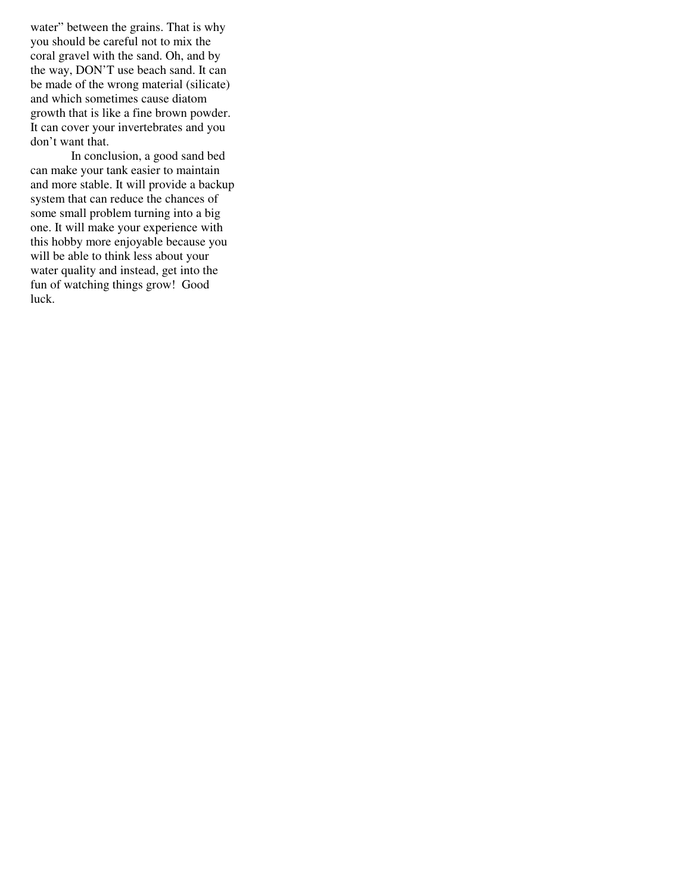water" between the grains. That is why you should be careful not to mix the coral gravel with the sand. Oh, and by the way, DON'T use beach sand. It can be made of the wrong material (silicate) and which sometimes cause diatom growth that is like a fine brown powder. It can cover your invertebrates and you don't want that.

In conclusion, a good sand bed can make your tank easier to maintain and more stable. It will provide a backup system that can reduce the chances of some small problem turning into a big one. It will make your experience with this hobby more enjoyable because you will be able to think less about your water quality and instead, get into the fun of watching things grow! Good luck.